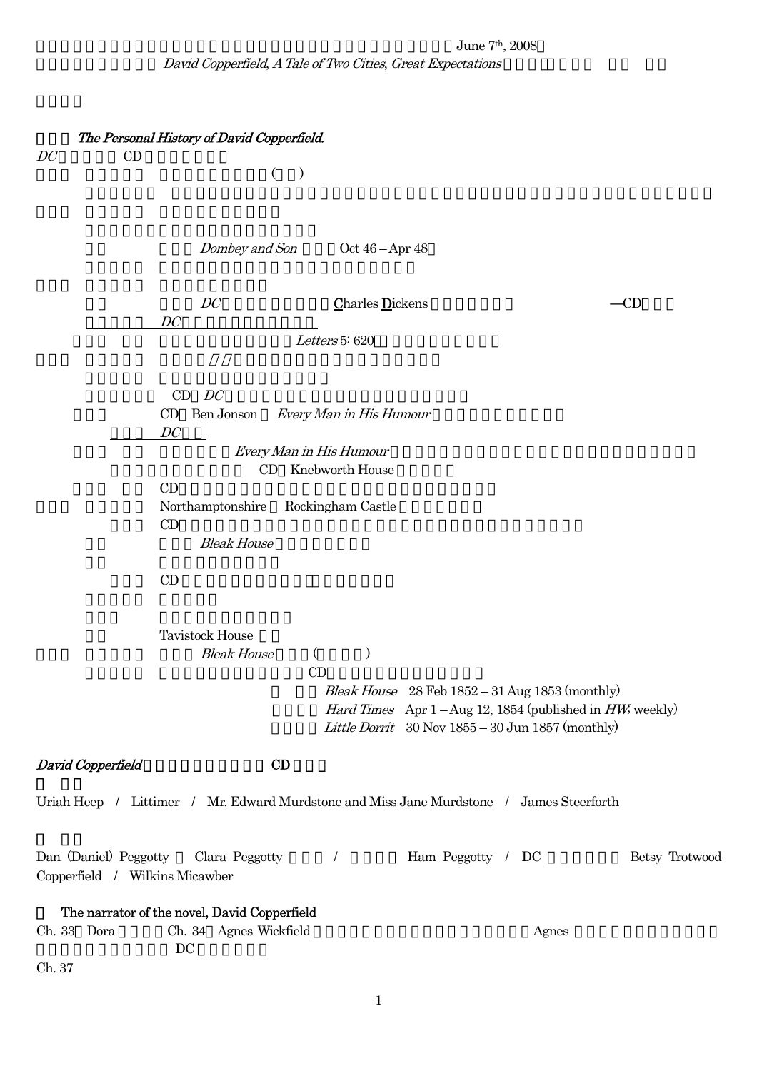June 7th, 2008

*David Copperfield, A Tale of Two Cities, Great Expectations*

*The Personal History of David Copperfield.*

*DC* CD

( )

*Dombey and Son* Oct 46 – Apr 48

*DC* Charles Dickens —CD

*DC*

*Letters* 5: 620

CD *DC*

CD Ben Jonson *Every Man in His Humour*

*DC*

*Every Man in His Humour*

CD Knebworth House

CD

Northamptonshire Rockingham Castle

CD

*Bleak House*

CD

Tavistock House

*Bleak House* ( )

CD

*Bleak House* 28 Feb 1852 – 31 Aug 1853 (monthly)

*Hard Times* Apr 1 – Aug 12, 1854 (published in *HW*: weekly)

*Little Dorrit* 30 Nov 1855 – 30 Jun 1857 (monthly)

***David Copperfield*** **CD**

Uriah Heep / Littimer / Mr. Edward Murdstone and Miss Jane Murdstone / James Steerforth

Dan (Daniel) Peggotty Clara Peggotty / Ham Peggotty / DC Betsy Trotwood Copperfield / Wilkins Micawber

**The narrator of the novel, David Copperfield**

Ch. 33 Dora Ch. 34 Agnes Wickfield Agnes DC

Ch. 37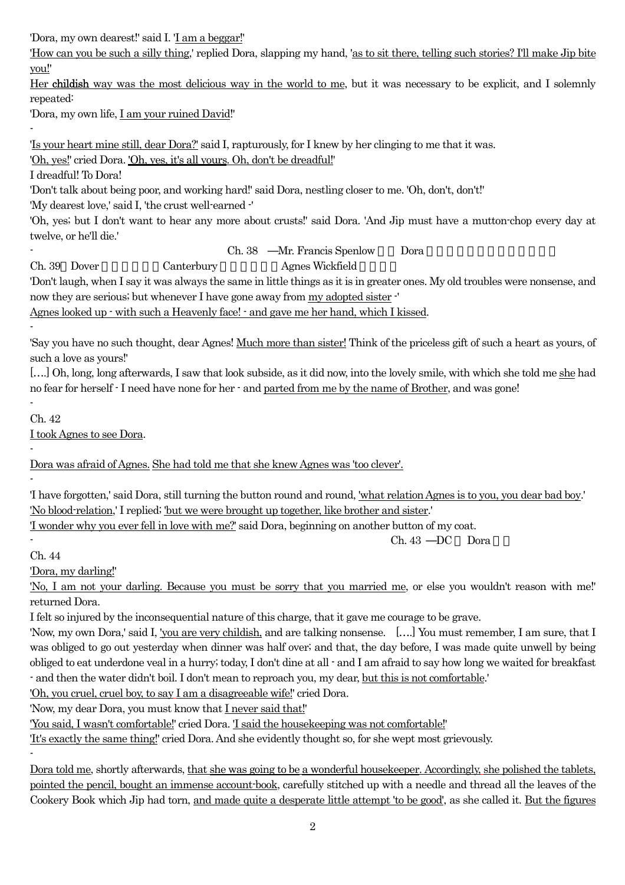'Dora, my own dearest!' said I. 'I am a beggar!'

'How can you be such a silly thing,' replied Dora, slapping my hand, 'as to sit there, telling such stories? I'll make Jip bite you!'

Her **childish** way was the most delicious way in the world to me, but it was necessary to be explicit, and I solemnly repeated:

'Dora, my own life, I am your ruined David!'

-

'Is your heart mine still, dear Dora?' said I, rapturously, for I knew by her clinging to me that it was.

'Oh, yes!' cried Dora. 'Oh, yes, it's all yours. Oh, don't be dreadful!'

I dreadful! To Dora!

'Don't talk about being poor, and working hard!' said Dora, nestling closer to me. 'Oh, don't, don't!'

'My dearest love,' said I, 'the crust well-earned -'

'Oh, yes; but I don't want to hear any more about crusts!' said Dora. 'And Jip must have a mutton-chop every day at twelve, or he'll die.'

- Ch. 38 —Mr. Francis Spenlow □□ Dora □□□□□□□□□□□□

Ch. 39□ Dover □□□□□□ Canterbury □□□□□□ Agnes Wickfield □□□□

'Don't laugh, when I say it was always the same in little things as it is in greater ones. My old troubles were nonsense, and now they are serious; but whenever I have gone away from my adopted sister -'

Agnes looked up - with such a Heavenly face! - and gave me her hand, which I kissed.

-

'Say you have no such thought, dear Agnes! Much more than sister! Think of the priceless gift of such a heart as yours, of such a love as yours!'

[….] Oh, long, long afterwards, I saw that look subside, as it did now, into the lovely smile, with which she told me she had no fear for herself - I need have none for her - and parted from me by the name of Brother, and was gone!

-

Ch. 42

I took Agnes to see Dora.

-

Dora was afraid of Agnes. She had told me that she knew Agnes was 'too clever'.

-

'I have forgotten,' said Dora, still turning the button round and round, 'what relation Agnes is to you, you dear bad boy.'

'No blood-relation,' I replied; 'but we were brought up together, like brother and sister.'

'I wonder why you ever fell in love with me?' said Dora, beginning on another button of my coat.

- Ch. 43 —DC □ Dora □□

Ch. 44

'Dora, my darling!'

'No, I am not your darling. Because you must be sorry that you married me, or else you wouldn't reason with me!' returned Dora.

I felt so injured by the inconsequential nature of this charge, that it gave me courage to be grave.

'Now, my own Dora,' said I, 'you are very childish, and are talking nonsense. [….] You must remember, I am sure, that I was obliged to go out yesterday when dinner was half over; and that, the day before, I was made quite unwell by being obliged to eat underdone veal in a hurry; today, I don't dine at all - and I am afraid to say how long we waited for breakfast - and then the water didn't boil. I don't mean to reproach you, my dear, but this is not comfortable.'

'Oh, you cruel, cruel boy, to say I am a disagreeable wife!' cried Dora.

'Now, my dear Dora, you must know that I never said that!'

'You said, I wasn't comfortable!' cried Dora. 'I said the housekeeping was not comfortable!'

'It's exactly the same thing!' cried Dora. And she evidently thought so, for she wept most grievously.

-

Dora told me, shortly afterwards, that she was going to be a wonderful housekeeper. Accordingly, she polished the tablets, pointed the pencil, bought an immense account-book, carefully stitched up with a needle and thread all the leaves of the Cookery Book which Jip had torn, and made quite a desperate little attempt 'to be good', as she called it. But the figures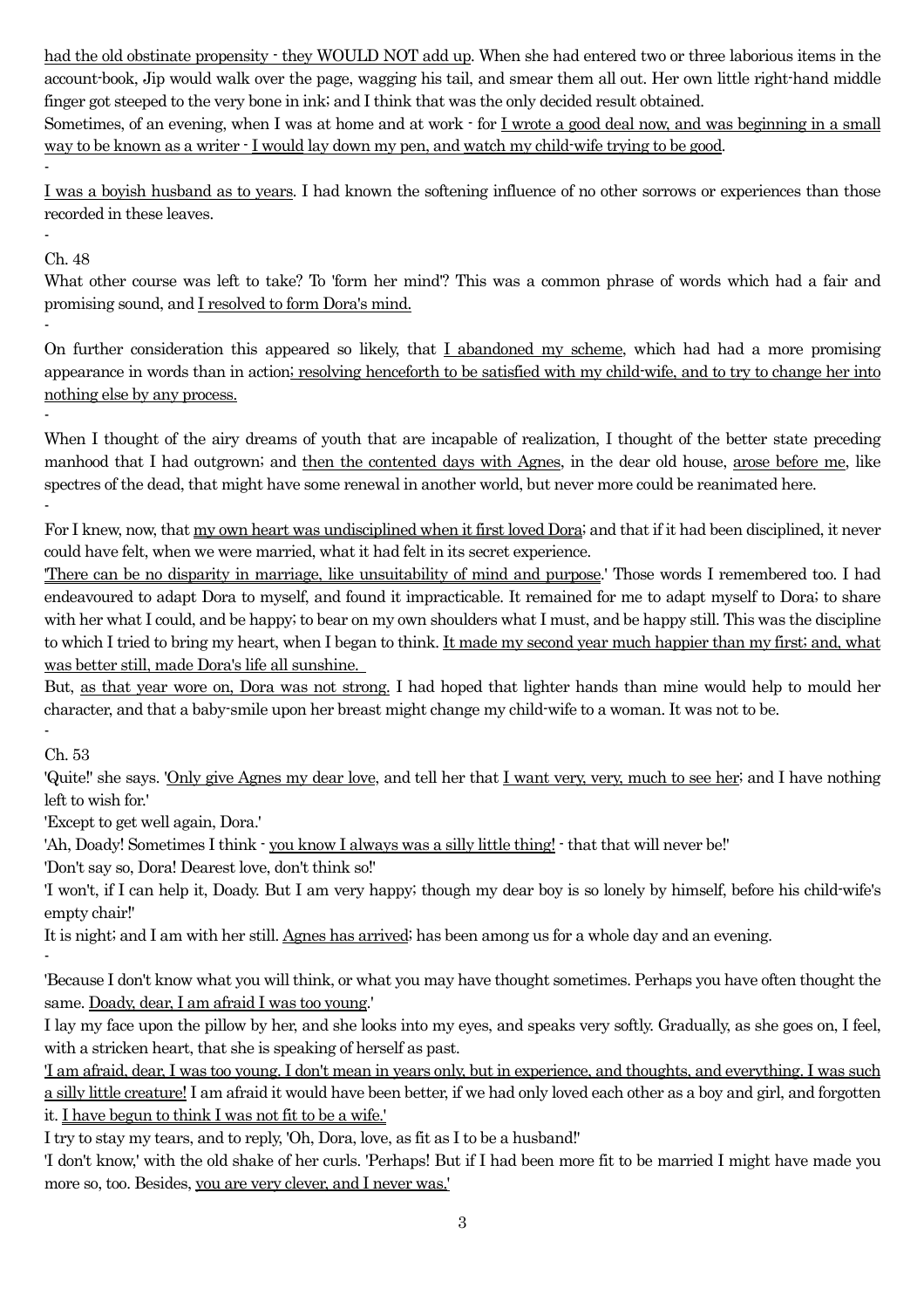had the old obstinate propensity - they WOULD NOT add up. When she had entered two or three laborious items in the account-book, Jip would walk over the page, wagging his tail, and smear them all out. Her own little right-hand middle finger got steeped to the very bone in ink; and I think that was the only decided result obtained.

Sometimes, of an evening, when I was at home and at work - for I wrote a good deal now, and was beginning in a small way to be known as a writer - I would lay down my pen, and watch my child-wife trying to be good.

-

I was a boyish husband as to years. I had known the softening influence of no other sorrows or experiences than those recorded in these leaves.

-

Ch. 48

What other course was left to take? To 'form her mind'? This was a common phrase of words which had a fair and promising sound, and I resolved to form Dora's mind.

-

On further consideration this appeared so likely, that I abandoned my scheme, which had had a more promising appearance in words than in action; resolving henceforth to be satisfied with my child-wife, and to try to change her into nothing else by any process.

-

When I thought of the airy dreams of youth that are incapable of realization, I thought of the better state preceding manhood that I had outgrown; and then the contented days with Agnes, in the dear old house, arose before me, like spectres of the dead, that might have some renewal in another world, but never more could be reanimated here.

-

For I knew, now, that my own heart was undisciplined when it first loved Dora; and that if it had been disciplined, it never could have felt, when we were married, what it had felt in its secret experience.

'There can be no disparity in marriage, like unsuitability of mind and purpose.' Those words I remembered too. I had endeavoured to adapt Dora to myself, and found it impracticable. It remained for me to adapt myself to Dora; to share with her what I could, and be happy; to bear on my own shoulders what I must, and be happy still. This was the discipline to which I tried to bring my heart, when I began to think. It made my second year much happier than my first; and, what was better still, made Dora's life all sunshine.

But, as that year wore on, Dora was not strong. I had hoped that lighter hands than mine would help to mould her character, and that a baby-smile upon her breast might change my child-wife to a woman. It was not to be.

-

Ch. 53

'Quite!' she says. 'Only give Agnes my dear love, and tell her that I want very, very, much to see her; and I have nothing left to wish for.'

'Except to get well again, Dora.'

'Ah, Doady! Sometimes I think - you know I always was a silly little thing! - that that will never be!'

'Don't say so, Dora! Dearest love, don't think so!'

'I won't, if I can help it, Doady. But I am very happy; though my dear boy is so lonely by himself, before his child-wife's empty chair!'

It is night; and I am with her still. Agnes has arrived; has been among us for a whole day and an evening.

-

'Because I don't know what you will think, or what you may have thought sometimes. Perhaps you have often thought the same. Doady, dear, I am afraid I was too young.'

I lay my face upon the pillow by her, and she looks into my eyes, and speaks very softly. Gradually, as she goes on, I feel, with a stricken heart, that she is speaking of herself as past.

'I am afraid, dear, I was too young. I don't mean in years only, but in experience, and thoughts, and everything. I was such a silly little creature! I am afraid it would have been better, if we had only loved each other as a boy and girl, and forgotten it. I have begun to think I was not fit to be a wife.'

I try to stay my tears, and to reply, 'Oh, Dora, love, as fit as I to be a husband!'

'I don't know,' with the old shake of her curls. 'Perhaps! But if I had been more fit to be married I might have made you more so, too. Besides, you are very clever, and I never was.'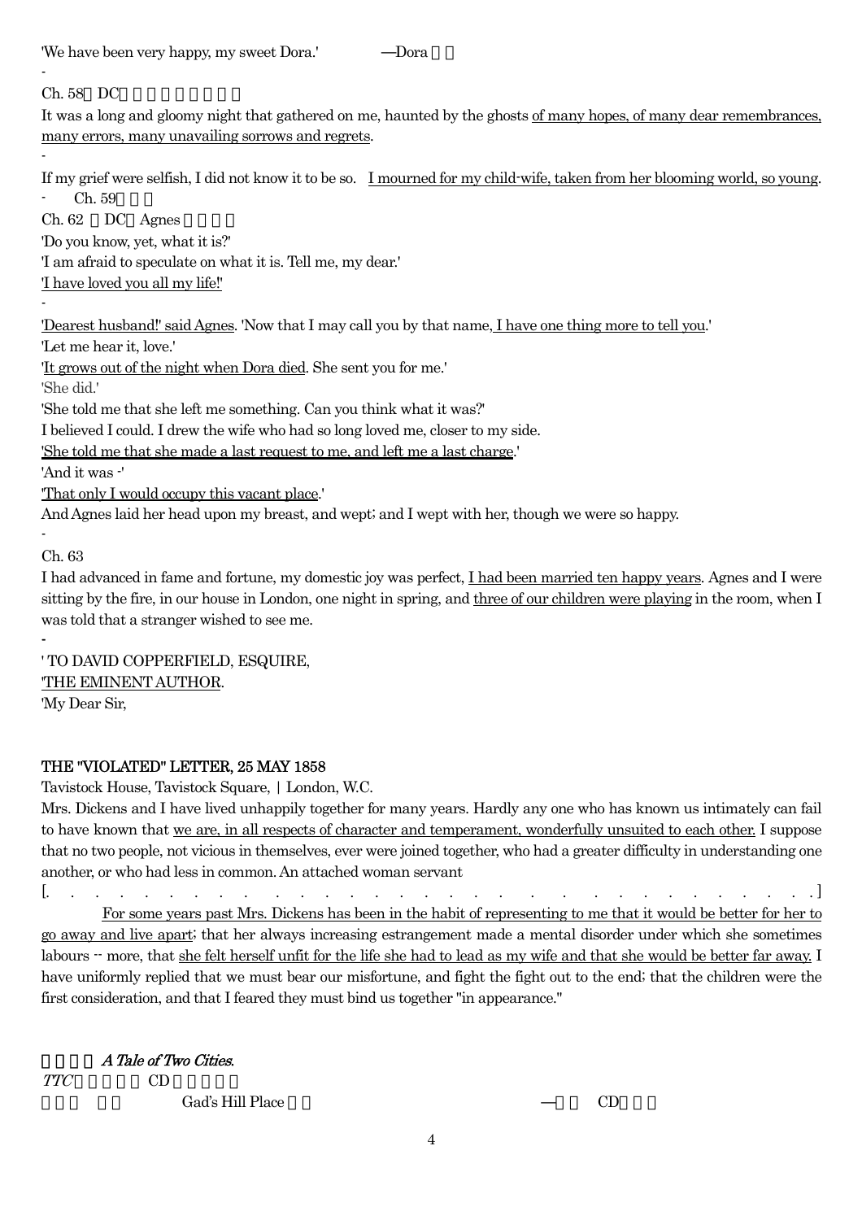'We have been very happy, my sweet Dora.' —Dora

-

Ch. 58 DC

It was a long and gloomy night that gathered on me, haunted by the ghosts <u>of many hopes, of many dear remembrances, many errors, many unavailing sorrows and regrets</u>.

-

If my grief were selfish, I did not know it to be so. <u>I mourned for my child-wife, taken from her blooming world, so young</u>.

- Ch. 59

Ch. 62 DC Agnes

'Do you know, yet, what it is?'

'I am afraid to speculate on what it is. Tell me, my dear.'

<u>'I have loved you all my life!'</u>

-

<u>'Dearest husband!' said Agnes</u>. 'Now that I may call you by that name, <u>I have one thing more to tell you</u>.'

'Let me hear it, love.'

'<u>It grows out of the night when Dora died</u>. She sent you for me.'

'She did.'

'She told me that she left me something. Can you think what it was?'

I believed I could. I drew the wife who had so long loved me, closer to my side.

<u>'She told me that she made a last request to me, and left me a last charge</u>.'

'And it was -'

<u>'That only I would occupy this vacant place</u>.'

And Agnes laid her head upon my breast, and wept; and I wept with her, though we were so happy.

-

Ch. 63

I had advanced in fame and fortune, my domestic joy was perfect, <u>I had been married ten happy years</u>. Agnes and I were sitting by the fire, in our house in London, one night in spring, and <u>three of our children were playing</u> in the room, when I was told that a stranger wished to see me.

-

' TO DAVID COPPERFIELD, ESQUIRE,

'<u>THE EMINENT AUTHOR</u>.

'My Dear Sir,

**THE "VIOLATED" LETTER, 25 MAY 1858**

Tavistock House, Tavistock Square, | London, W.C.

Mrs. Dickens and I have lived unhappily together for many years. Hardly any one who has known us intimately can fail to have known that <u>we are, in all respects of character and temperament, wonderfully unsuited to each other.</u> I suppose that no two people, not vicious in themselves, ever were joined together, who had a greater difficulty in understanding one another, or who had less in common. An attached woman servant

[. . . . . . . . . . . . . . . . . . . . . . . . . . . . . . . . . . .]

<u>For some years past Mrs. Dickens has been in the habit of representing to me that it would be better for her to go away and live apart</u>; that her always increasing estrangement made a mental disorder under which she sometimes labours -- more, that <u>she felt herself unfit for the life she had to lead as my wife and that she would be better far away.</u> I have uniformly replied that we must bear our misfortune, and fight the fight out to the end; that the children were the first consideration, and that I feared they must bind us together "in appearance."

*A Tale of Two Cities*.

*TTC* CD

Gad's Hill Place —CD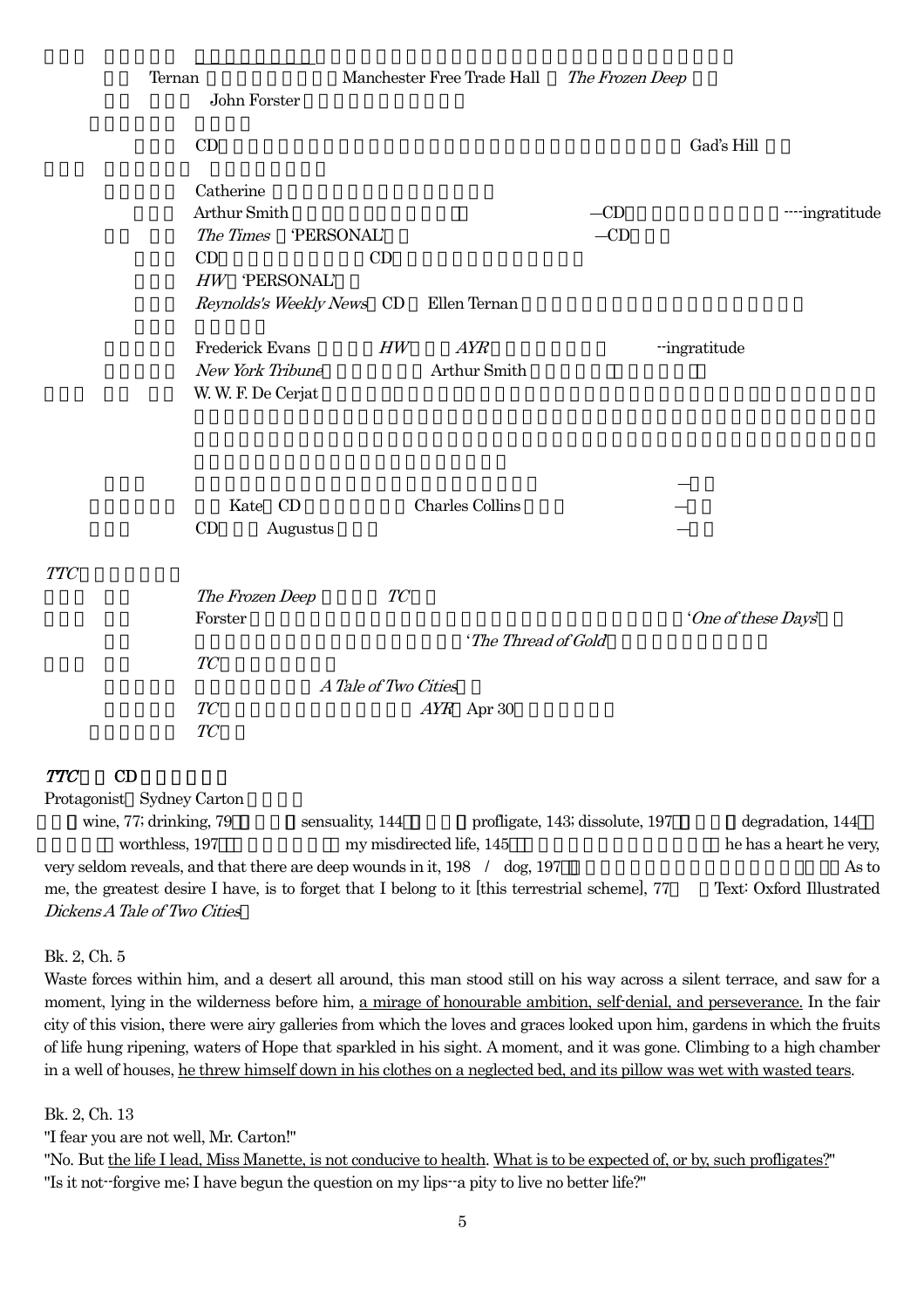Ternan　Manchester Free Trade Hall　*The Frozen Deep*

John Forster

CD　Gad's Hill

Catherine

Arthur Smith　—CD　----ingratitude

*The Times*　'PERSONAL'　—CD

CD　CD

*HW*　'PERSONAL'

*Reynolds's Weekly News*　CD　Ellen Ternan

Frederick Evans　*HW*　*AYR*　--ingratitude

*New York Tribune*　Arthur Smith

W. W. F. De Cerjat

Kate　CD　Charles Collins

CD　Augustus

*TTC*

*The Frozen Deep*　*TC*

Forster　'*One of these Days*'

'*The Thread of Gold*'

*TC*

*A Tale of Two Cities*

*TC*　*AYR*　Apr 30

*TC*

***TTC***　**CD**

Protagonist　Sydney Carton

wine, 77; drinking, 79　sensuality, 144　profligate, 143; dissolute, 197　degradation, 144　worthless, 197　my misdirected life, 145　he has a heart he very, very seldom reveals, and that there are deep wounds in it, 198　/　dog, 197　As to me, the greatest desire I have, is to forget that I belong to it [this terrestrial scheme], 77　Text: Oxford Illustrated *Dickens A Tale of Two Cities*

Bk. 2, Ch. 5

Waste forces within him, and a desert all around, this man stood still on his way across a silent terrace, and saw for a moment, lying in the wilderness before him, a mirage of honourable ambition, self-denial, and perseverance. In the fair city of this vision, there were airy galleries from which the loves and graces looked upon him, gardens in which the fruits of life hung ripening, waters of Hope that sparkled in his sight. A moment, and it was gone. Climbing to a high chamber in a well of houses, he threw himself down in his clothes on a neglected bed, and its pillow was wet with wasted tears.

Bk. 2, Ch. 13

"I fear you are not well, Mr. Carton!"

"No. But the life I lead, Miss Manette, is not conducive to health. What is to be expected of, or by, such profligates?"

"Is it not--forgive me; I have begun the question on my lips--a pity to live no better life?"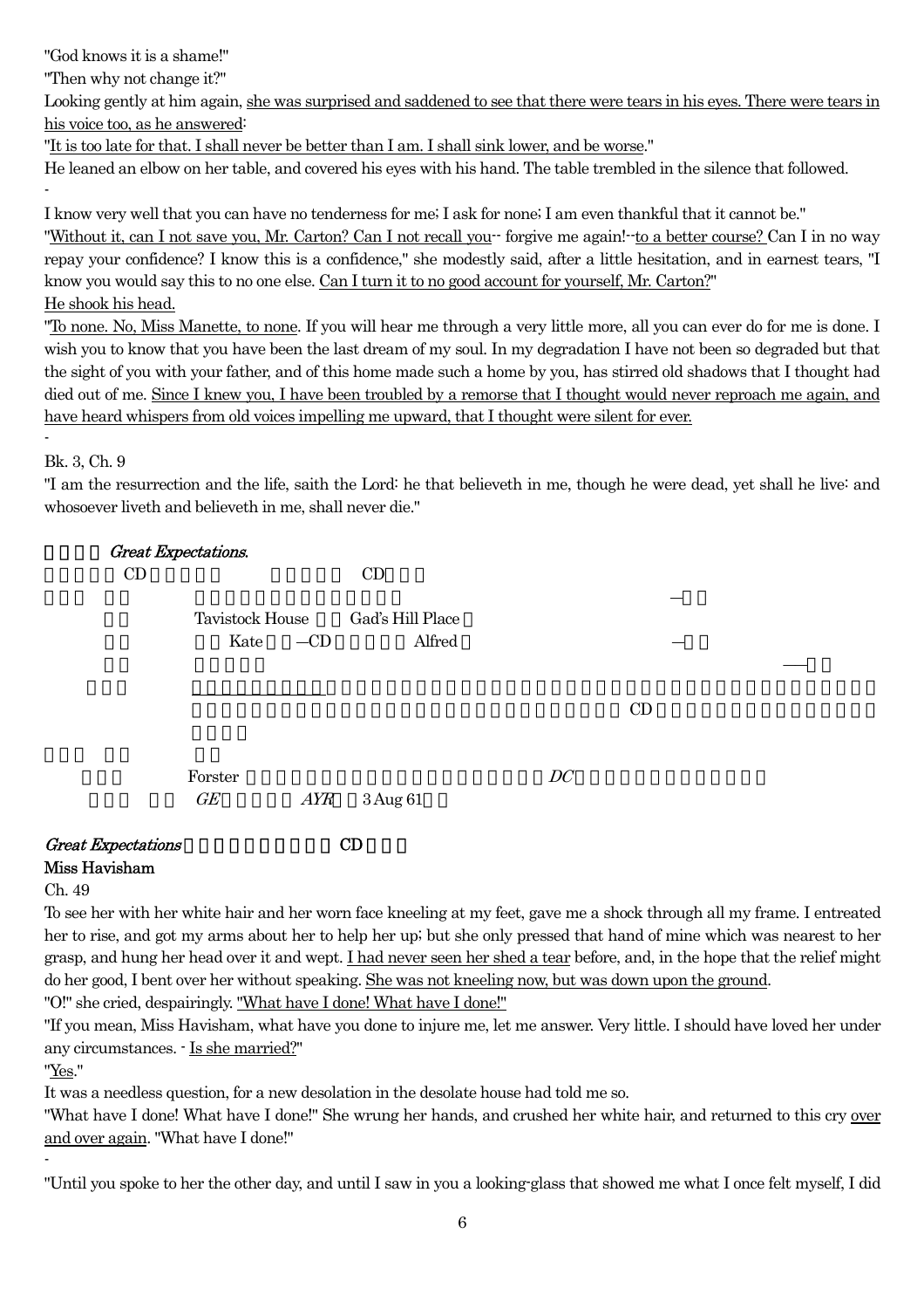"God knows it is a shame!"

"Then why not change it?"

Looking gently at him again, she was surprised and saddened to see that there were tears in his eyes. There were tears in his voice too, as he answered:

"It is too late for that. I shall never be better than I am. I shall sink lower, and be worse."

He leaned an elbow on her table, and covered his eyes with his hand. The table trembled in the silence that followed.

-

I know very well that you can have no tenderness for me; I ask for none; I am even thankful that it cannot be."

"Without it, can I not save you, Mr. Carton? Can I not recall you-- forgive me again!--to a better course? Can I in no way repay your confidence? I know this is a confidence," she modestly said, after a little hesitation, and in earnest tears, "I know you would say this to no one else. Can I turn it to no good account for yourself, Mr. Carton?"

He shook his head.

"To none. No, Miss Manette, to none. If you will hear me through a very little more, all you can ever do for me is done. I wish you to know that you have been the last dream of my soul. In my degradation I have not been so degraded but that the sight of you with your father, and of this home made such a home by you, has stirred old shadows that I thought had died out of me. Since I knew you, I have been troubled by a remorse that I thought would never reproach me again, and have heard whispers from old voices impelling me upward, that I thought were silent for ever.

-

Bk. 3, Ch. 9

"I am the resurrection and the life, saith the Lord: he that believeth in me, though he were dead, yet shall he live: and whosoever liveth and believeth in me, shall never die."

*Great Expectations*.

CD CD

Tavistock House Gad's Hill Place

Kate —CD Alfred

CD

Forster *DC*

*GE* *AYR* 3 Aug 61

*Great Expectations* CD

**Miss Havisham**

Ch. 49

To see her with her white hair and her worn face kneeling at my feet, gave me a shock through all my frame. I entreated her to rise, and got my arms about her to help her up; but she only pressed that hand of mine which was nearest to her grasp, and hung her head over it and wept. I had never seen her shed a tear before, and, in the hope that the relief might do her good, I bent over her without speaking. She was not kneeling now, but was down upon the ground.

"O!" she cried, despairingly. "What have I done! What have I done!"

"If you mean, Miss Havisham, what have you done to injure me, let me answer. Very little. I should have loved her under any circumstances. - Is she married?"

"Yes."

It was a needless question, for a new desolation in the desolate house had told me so.

"What have I done! What have I done!" She wrung her hands, and crushed her white hair, and returned to this cry over and over again. "What have I done!"

-

"Until you spoke to her the other day, and until I saw in you a looking-glass that showed me what I once felt myself, I did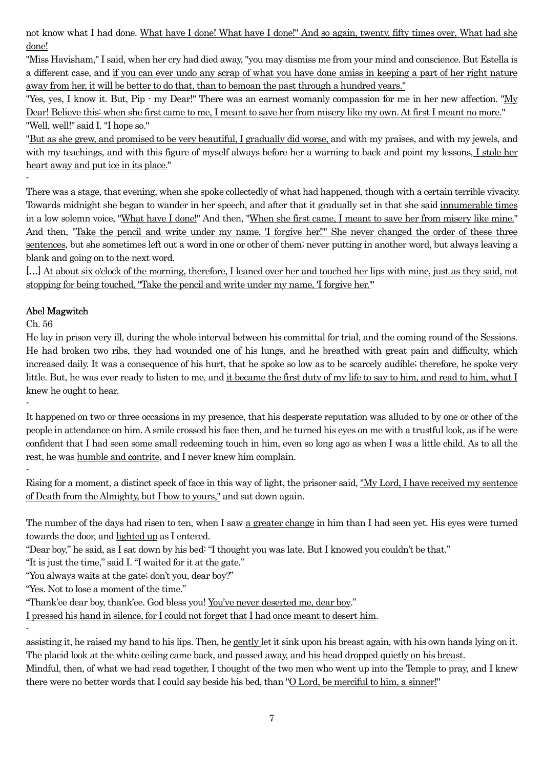not know what I had done. What have I done! What have I done!" And so again, twenty, fifty times over, What had she done!

"Miss Havisham," I said, when her cry had died away, "you may dismiss me from your mind and conscience. But Estella is a different case, and if you can ever undo any scrap of what you have done amiss in keeping a part of her right nature away from her, it will be better to do that, than to bemoan the past through a hundred years."

"Yes, yes, I know it. But, Pip - my Dear!" There was an earnest womanly compassion for me in her new affection. "My Dear! Believe this: when she first came to me, I meant to save her from misery like my own. At first I meant no more."

"Well, well!" said I. "I hope so."

"But as she grew, and promised to be very beautiful, I gradually did worse, and with my praises, and with my jewels, and with my teachings, and with this figure of myself always before her a warning to back and point my lessons, I stole her heart away and put ice in its place."

-

There was a stage, that evening, when she spoke collectedly of what had happened, though with a certain terrible vivacity. Towards midnight she began to wander in her speech, and after that it gradually set in that she said innumerable times in a low solemn voice, "What have I done!" And then, "When she first came, I meant to save her from misery like mine." And then, "Take the pencil and write under my name, 'I forgive her!'" She never changed the order of these three sentences, but she sometimes left out a word in one or other of them; never putting in another word, but always leaving a blank and going on to the next word.

[…] At about six o'clock of the morning, therefore, I leaned over her and touched her lips with mine, just as they said, not stopping for being touched, "Take the pencil and write under my name, 'I forgive her.'"

### Abel Magwitch

Ch. 56

He lay in prison very ill, during the whole interval between his committal for trial, and the coming round of the Sessions. He had broken two ribs, they had wounded one of his lungs, and he breathed with great pain and difficulty, which increased daily. It was a consequence of his hurt, that he spoke so low as to be scarcely audible; therefore, he spoke very little. But, he was ever ready to listen to me, and it became the first duty of my life to say to him, and read to him, what I knew he ought to hear.

-

It happened on two or three occasions in my presence, that his desperate reputation was alluded to by one or other of the people in attendance on him. A smile crossed his face then, and he turned his eyes on me with a trustful look, as if he were confident that I had seen some small redeeming touch in him, even so long ago as when I was a little child. As to all the rest, he was humble and contrite, and I never knew him complain.

-

Rising for a moment, a distinct speck of face in this way of light, the prisoner said, "My Lord, I have received my sentence of Death from the Almighty, but I bow to yours," and sat down again.

The number of the days had risen to ten, when I saw a greater change in him than I had seen yet. His eyes were turned towards the door, and lighted up as I entered.

"Dear boy," he said, as I sat down by his bed: "I thought you was late. But I knowed you couldn't be that."

"It is just the time," said I. "I waited for it at the gate."

"You always waits at the gate; don't you, dear boy?"

"Yes. Not to lose a moment of the time."

"Thank'ee dear boy, thank'ee. God bless you! You've never deserted me, dear boy."

I pressed his hand in silence, for I could not forget that I had once meant to desert him.

-

assisting it, he raised my hand to his lips. Then, he gently let it sink upon his breast again, with his own hands lying on it. The placid look at the white ceiling came back, and passed away, and his head dropped quietly on his breast.

Mindful, then, of what we had read together, I thought of the two men who went up into the Temple to pray, and I knew there were no better words that I could say beside his bed, than "O Lord, be merciful to him, a sinner!"